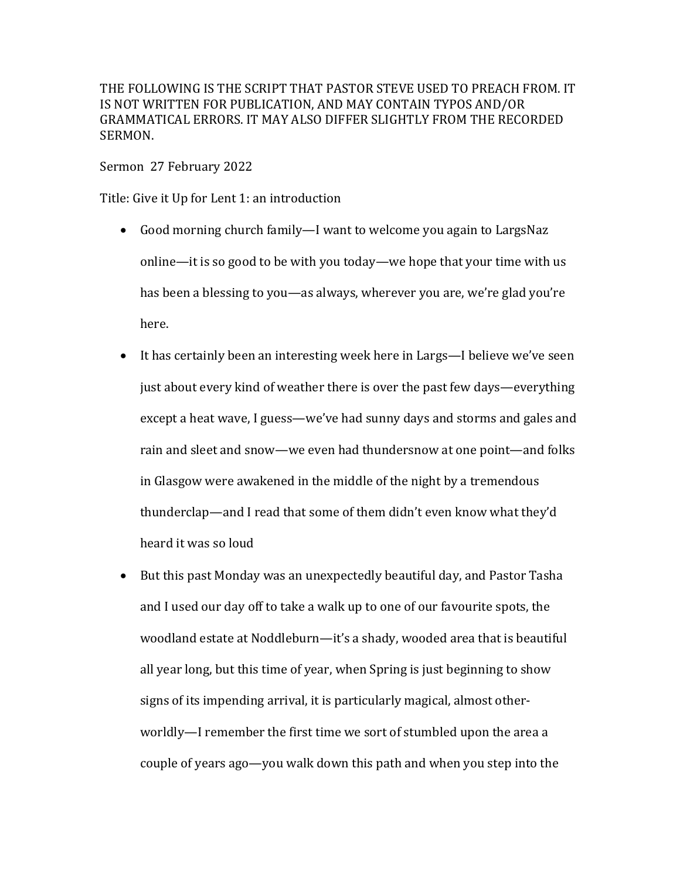THE FOLLOWING IS THE SCRIPT THAT PASTOR STEVE USED TO PREACH FROM. IT IS NOT WRITTEN FOR PUBLICATION, AND MAY CONTAIN TYPOS AND/OR GRAMMATICAL ERRORS. IT MAY ALSO DIFFER SLIGHTLY FROM THE RECORDED SERMON.

Sermon 27 February 2022

Title: Give it Up for Lent 1: an introduction

- Good morning church family—I want to welcome you again to LargsNaz online—it is so good to be with you today—we hope that your time with us has been a blessing to you—as always, wherever you are, we're glad you're here.
- It has certainly been an interesting week here in Largs—I believe we've seen just about every kind of weather there is over the past few days—everything except a heat wave, I guess—we've had sunny days and storms and gales and rain and sleet and snow—we even had thundersnow at one point—and folks in Glasgow were awakened in the middle of the night by a tremendous thunderclap—and I read that some of them didn't even know what they'd heard it was so loud
- But this past Monday was an unexpectedly beautiful day, and Pastor Tasha and I used our day off to take a walk up to one of our favourite spots, the woodland estate at Noddleburn—it's a shady, wooded area that is beautiful all year long, but this time of year, when Spring is just beginning to show signs of its impending arrival, it is particularly magical, almost other-worldly—I remember the first time we sort of stumbled upon the area a couple of years ago—you walk down this path and when you step into the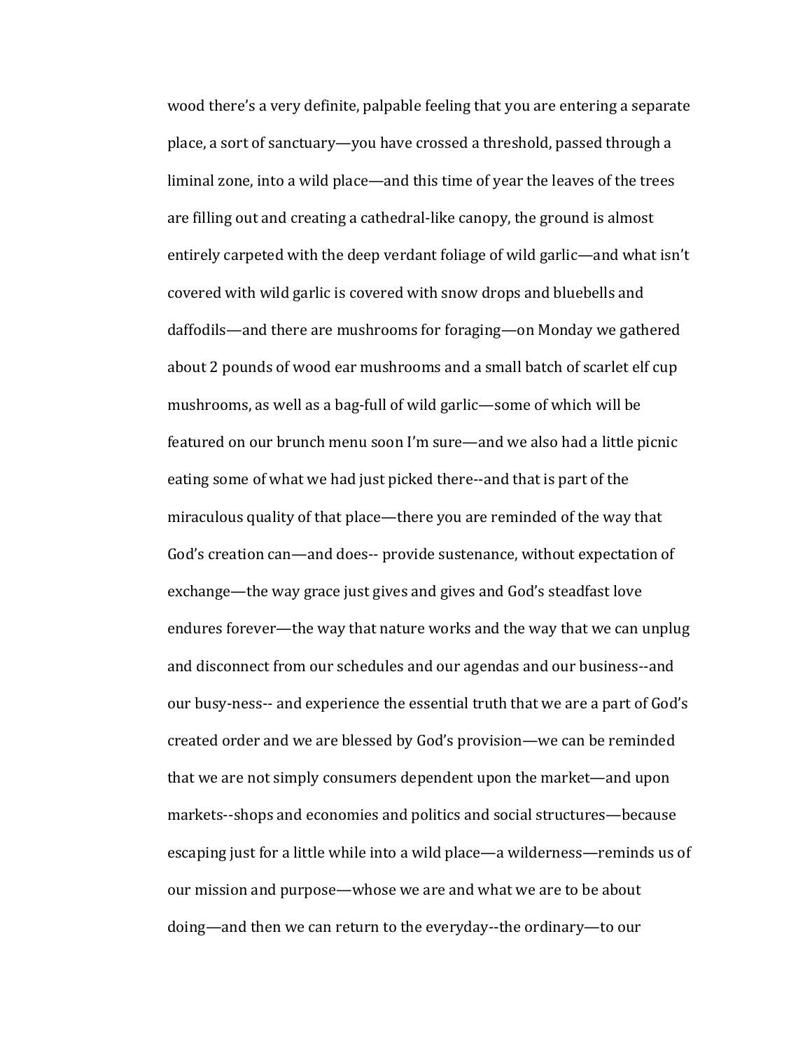wood there's a very definite, palpable feeling that you are entering a separate place, a sort of sanctuary—you have crossed a threshold, passed through a liminal zone, into a wild place—and this time of year the leaves of the trees are filling out and creating a cathedral-like canopy, the ground is almost entirely carpeted with the deep verdant foliage of wild garlic—and what isn't covered with wild garlic is covered with snow drops and bluebells and daffodils—and there are mushrooms for foraging—on Monday we gathered about 2 pounds of wood ear mushrooms and a small batch of scarlet elf cup mushrooms, as well as a bag-full of wild garlic—some of which will be featured on our brunch menu soon I'm sure—and we also had a little picnic eating some of what we had just picked there--and that is part of the miraculous quality of that place—there you are reminded of the way that God's creation can—and does-- provide sustenance, without expectation of exchange—the way grace just gives and gives and God's steadfast love endures forever—the way that nature works and the way that we can unplug and disconnect from our schedules and our agendas and our business--and our busy-ness-- and experience the essential truth that we are a part of God's created order and we are blessed by God's provision—we can be reminded that we are not simply consumers dependent upon the market—and upon markets--shops and economies and politics and social structures—because escaping just for a little while into a wild place—a wilderness—reminds us of our mission and purpose—whose we are and what we are to be about doing—and then we can return to the everyday--the ordinary—to our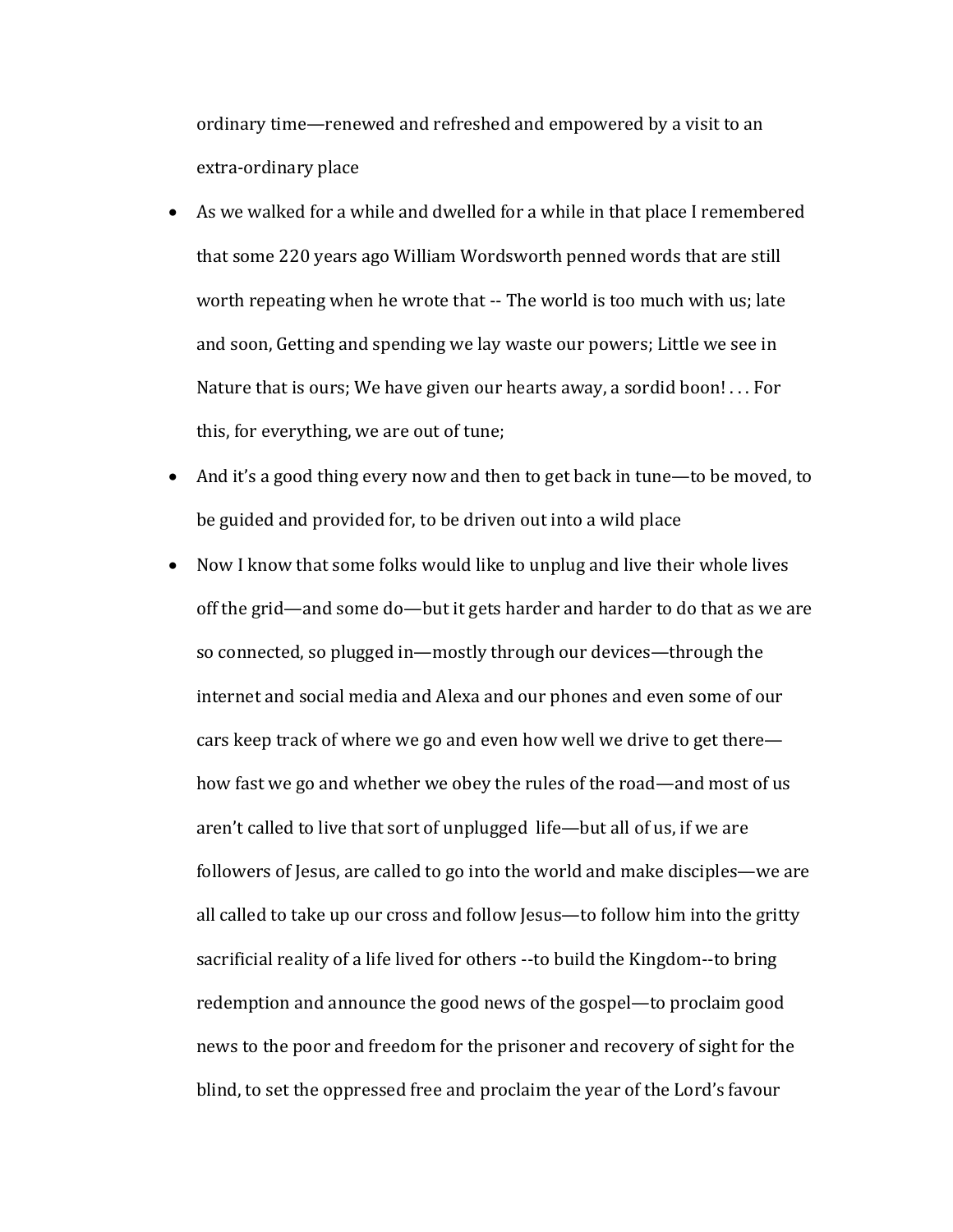ordinary time—renewed and refreshed and empowered by a visit to an extra-ordinary place

- As we walked for a while and dwelled for a while in that place I remembered that some 220 years ago William Wordsworth penned words that are still worth repeating when he wrote that -- The world is too much with us; late and soon, Getting and spending we lay waste our powers; Little we see in Nature that is ours; We have given our hearts away, a sordid boon! . . . For this, for everything, we are out of tune;
- And it's a good thing every now and then to get back in tune—to be moved, to be guided and provided for, to be driven out into a wild place
- Now I know that some folks would like to unplug and live their whole lives off the grid—and some do—but it gets harder and harder to do that as we are so connected, so plugged in—mostly through our devices—through the internet and social media and Alexa and our phones and even some of our cars keep track of where we go and even how well we drive to get there—how fast we go and whether we obey the rules of the road—and most of us aren't called to live that sort of unplugged life—but all of us, if we are followers of Jesus, are called to go into the world and make disciples—we are all called to take up our cross and follow Jesus—to follow him into the gritty sacrificial reality of a life lived for others --to build the Kingdom--to bring redemption and announce the good news of the gospel—to proclaim good news to the poor and freedom for the prisoner and recovery of sight for the blind, to set the oppressed free and proclaim the year of the Lord's favour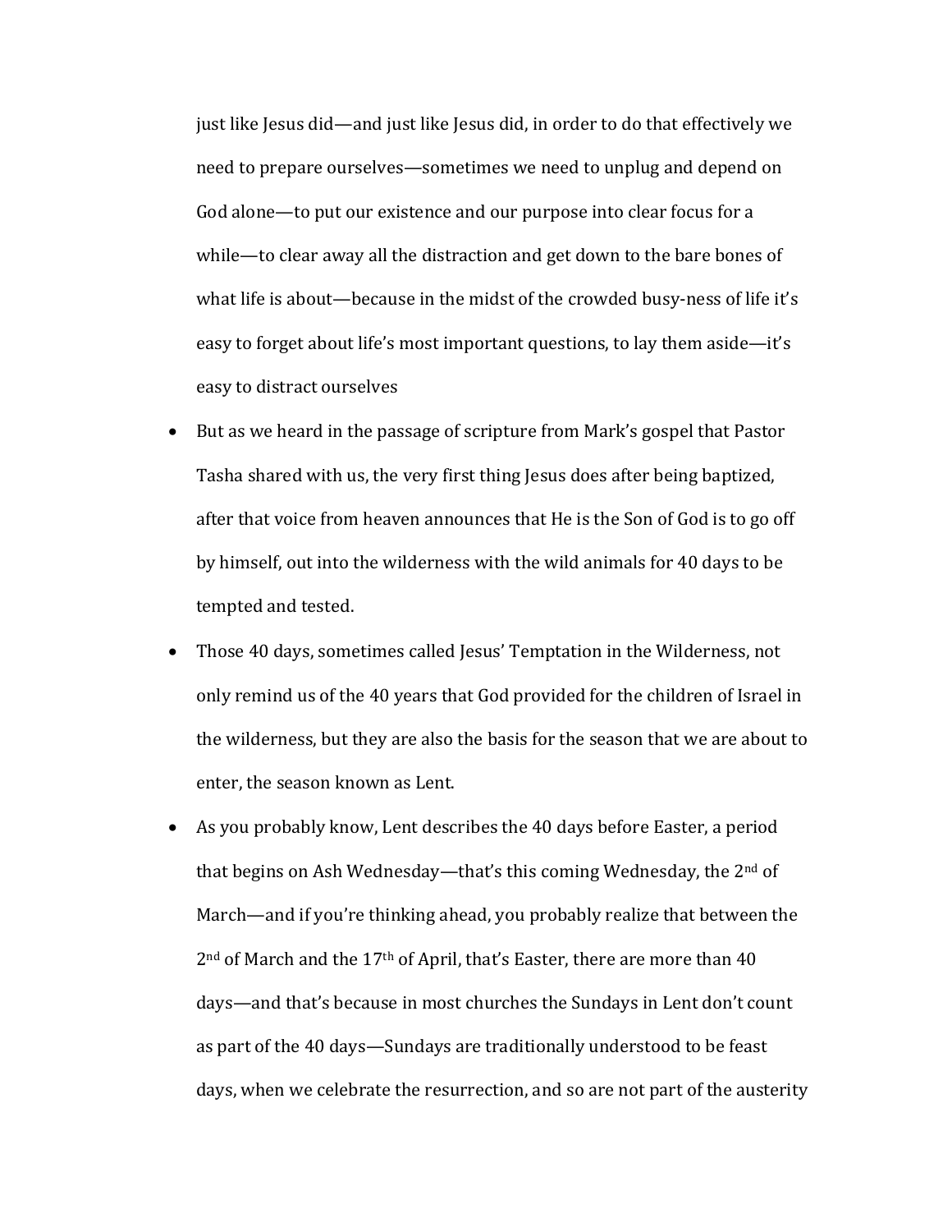just like Jesus did—and just like Jesus did, in order to do that effectively we need to prepare ourselves—sometimes we need to unplug and depend on God alone—to put our existence and our purpose into clear focus for a while—to clear away all the distraction and get down to the bare bones of what life is about—because in the midst of the crowded busy-ness of life it's easy to forget about life's most important questions, to lay them aside—it's easy to distract ourselves

- But as we heard in the passage of scripture from Mark's gospel that Pastor Tasha shared with us, the very first thing Jesus does after being baptized, after that voice from heaven announces that He is the Son of God is to go off by himself, out into the wilderness with the wild animals for 40 days to be tempted and tested.
- Those 40 days, sometimes called Jesus' Temptation in the Wilderness, not only remind us of the 40 years that God provided for the children of Israel in the wilderness, but they are also the basis for the season that we are about to enter, the season known as Lent.
- As you probably know, Lent describes the 40 days before Easter, a period that begins on Ash Wednesday—that's this coming Wednesday, the 2nd of March—and if you're thinking ahead, you probably realize that between the 2nd of March and the 17th of April, that's Easter, there are more than 40 days—and that's because in most churches the Sundays in Lent don't count as part of the 40 days—Sundays are traditionally understood to be feast days, when we celebrate the resurrection, and so are not part of the austerity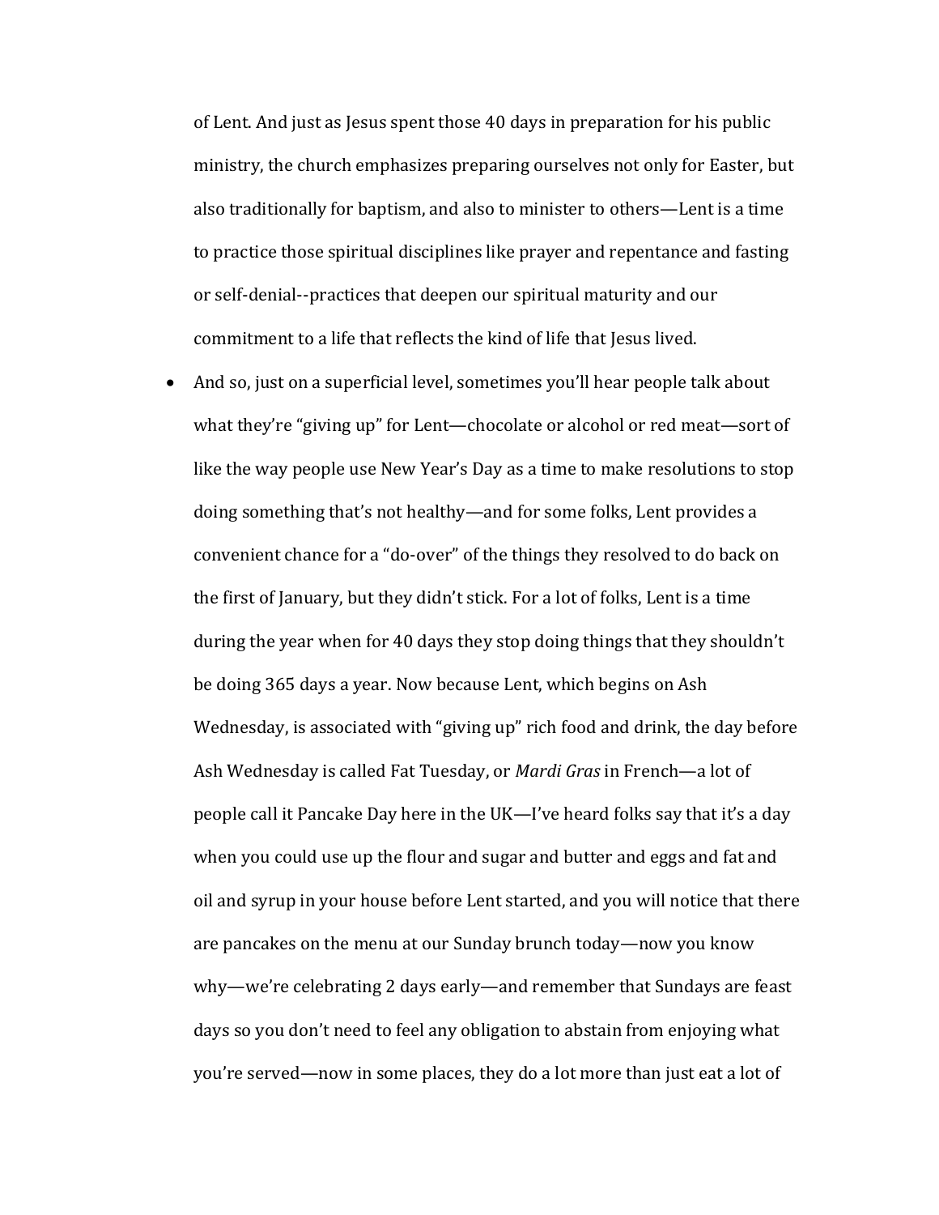of Lent. And just as Jesus spent those 40 days in preparation for his public ministry, the church emphasizes preparing ourselves not only for Easter, but also traditionally for baptism, and also to minister to others—Lent is a time to practice those spiritual disciplines like prayer and repentance and fasting or self-denial--practices that deepen our spiritual maturity and our commitment to a life that reflects the kind of life that Jesus lived.

- And so, just on a superficial level, sometimes you'll hear people talk about what they're "giving up" for Lent—chocolate or alcohol or red meat—sort of like the way people use New Year's Day as a time to make resolutions to stop doing something that's not healthy—and for some folks, Lent provides a convenient chance for a "do-over" of the things they resolved to do back on the first of January, but they didn't stick. For a lot of folks, Lent is a time during the year when for 40 days they stop doing things that they shouldn't be doing 365 days a year. Now because Lent, which begins on Ash Wednesday, is associated with "giving up" rich food and drink, the day before Ash Wednesday is called Fat Tuesday, or *Mardi Gras* in French—a lot of people call it Pancake Day here in the UK—I've heard folks say that it's a day when you could use up the flour and sugar and butter and eggs and fat and oil and syrup in your house before Lent started, and you will notice that there are pancakes on the menu at our Sunday brunch today—now you know why—we're celebrating 2 days early—and remember that Sundays are feast days so you don't need to feel any obligation to abstain from enjoying what you're served—now in some places, they do a lot more than just eat a lot of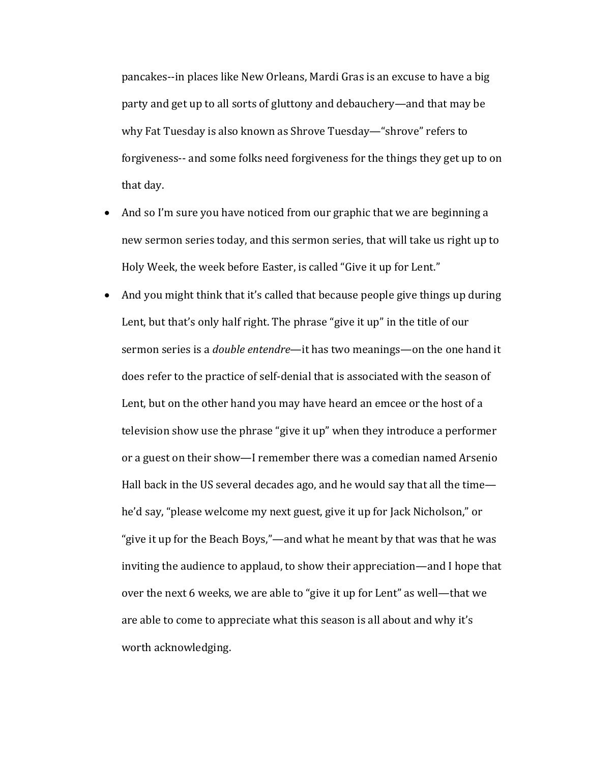pancakes--in places like New Orleans, Mardi Gras is an excuse to have a big party and get up to all sorts of gluttony and debauchery—and that may be why Fat Tuesday is also known as Shrove Tuesday—"shrove" refers to forgiveness-- and some folks need forgiveness for the things they get up to on that day.

- And so I'm sure you have noticed from our graphic that we are beginning a new sermon series today, and this sermon series, that will take us right up to Holy Week, the week before Easter, is called "Give it up for Lent."
- And you might think that it's called that because people give things up during Lent, but that's only half right. The phrase "give it up" in the title of our sermon series is a *double entendre*—it has two meanings—on the one hand it does refer to the practice of self-denial that is associated with the season of Lent, but on the other hand you may have heard an emcee or the host of a television show use the phrase "give it up" when they introduce a performer or a guest on their show—I remember there was a comedian named Arsenio Hall back in the US several decades ago, and he would say that all the time—he'd say, "please welcome my next guest, give it up for Jack Nicholson," or "give it up for the Beach Boys,"—and what he meant by that was that he was inviting the audience to applaud, to show their appreciation—and I hope that over the next 6 weeks, we are able to "give it up for Lent" as well—that we are able to come to appreciate what this season is all about and why it's worth acknowledging.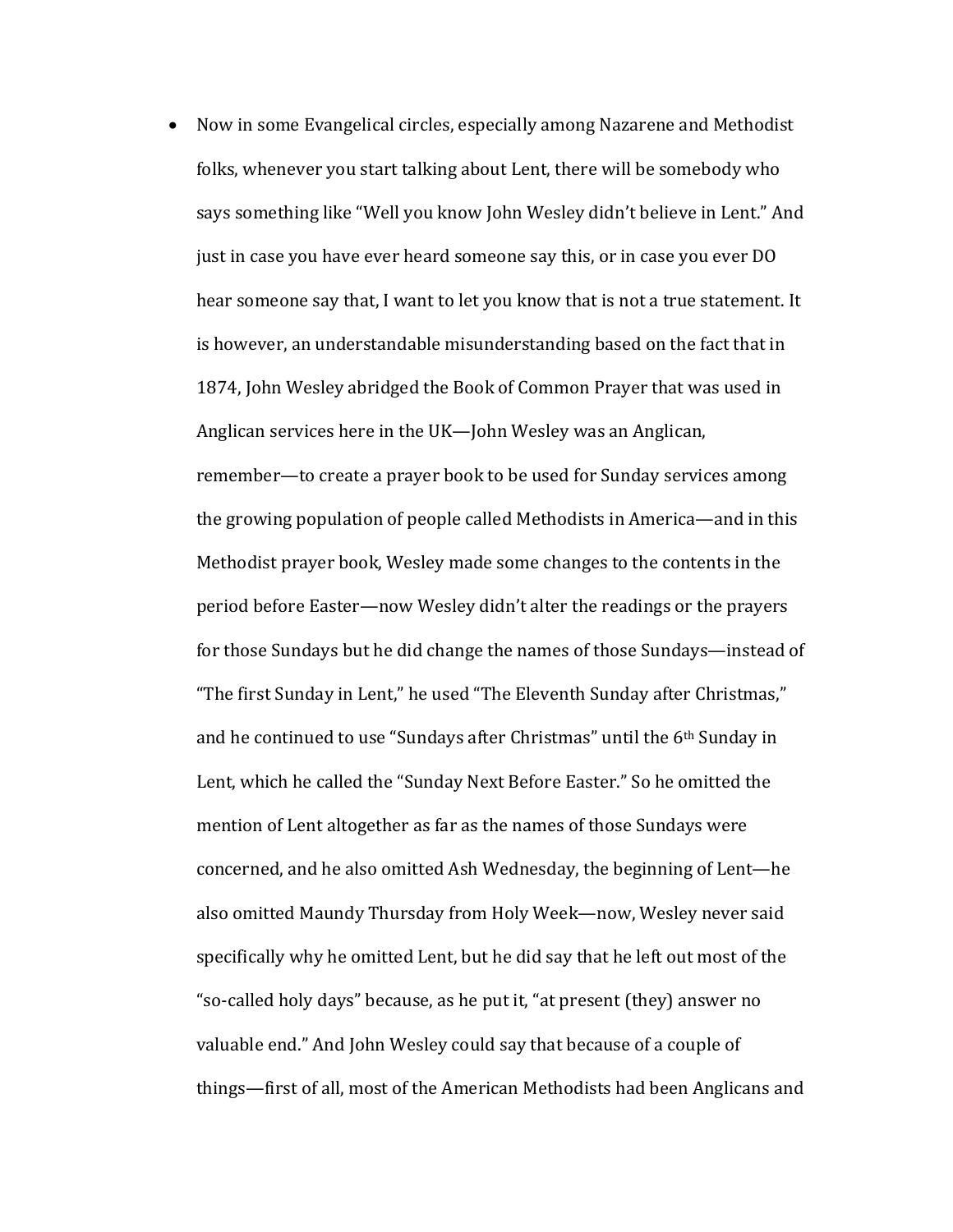- Now in some Evangelical circles, especially among Nazarene and Methodist folks, whenever you start talking about Lent, there will be somebody who says something like "Well you know John Wesley didn't believe in Lent." And just in case you have ever heard someone say this, or in case you ever DO hear someone say that, I want to let you know that is not a true statement. It is however, an understandable misunderstanding based on the fact that in 1874, John Wesley abridged the Book of Common Prayer that was used in Anglican services here in the UK—John Wesley was an Anglican, remember—to create a prayer book to be used for Sunday services among the growing population of people called Methodists in America—and in this Methodist prayer book, Wesley made some changes to the contents in the period before Easter—now Wesley didn't alter the readings or the prayers for those Sundays but he did change the names of those Sundays—instead of "The first Sunday in Lent," he used "The Eleventh Sunday after Christmas," and he continued to use "Sundays after Christmas" until the 6th Sunday in Lent, which he called the "Sunday Next Before Easter." So he omitted the mention of Lent altogether as far as the names of those Sundays were concerned, and he also omitted Ash Wednesday, the beginning of Lent—he also omitted Maundy Thursday from Holy Week—now, Wesley never said specifically why he omitted Lent, but he did say that he left out most of the "so-called holy days" because, as he put it, "at present (they) answer no valuable end." And John Wesley could say that because of a couple of things—first of all, most of the American Methodists had been Anglicans and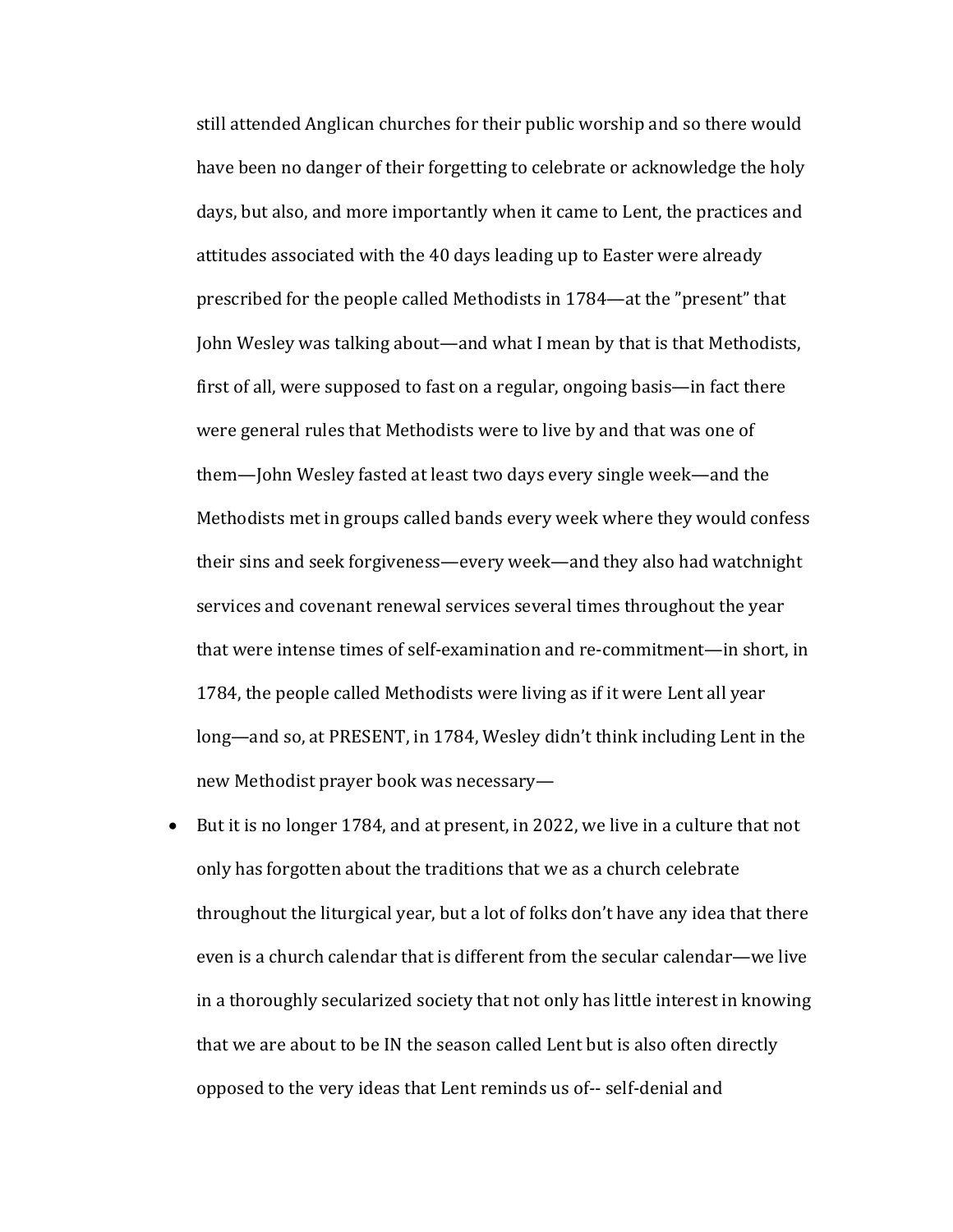still attended Anglican churches for their public worship and so there would have been no danger of their forgetting to celebrate or acknowledge the holy days, but also, and more importantly when it came to Lent, the practices and attitudes associated with the 40 days leading up to Easter were already prescribed for the people called Methodists in 1784—at the "present" that John Wesley was talking about—and what I mean by that is that Methodists, first of all, were supposed to fast on a regular, ongoing basis—in fact there were general rules that Methodists were to live by and that was one of them—John Wesley fasted at least two days every single week—and the Methodists met in groups called bands every week where they would confess their sins and seek forgiveness—every week—and they also had watchnight services and covenant renewal services several times throughout the year that were intense times of self-examination and re-commitment—in short, in 1784, the people called Methodists were living as if it were Lent all year long—and so, at PRESENT, in 1784, Wesley didn't think including Lent in the new Methodist prayer book was necessary—

- But it is no longer 1784, and at present, in 2022, we live in a culture that not only has forgotten about the traditions that we as a church celebrate throughout the liturgical year, but a lot of folks don't have any idea that there even is a church calendar that is different from the secular calendar—we live in a thoroughly secularized society that not only has little interest in knowing that we are about to be IN the season called Lent but is also often directly opposed to the very ideas that Lent reminds us of-- self-denial and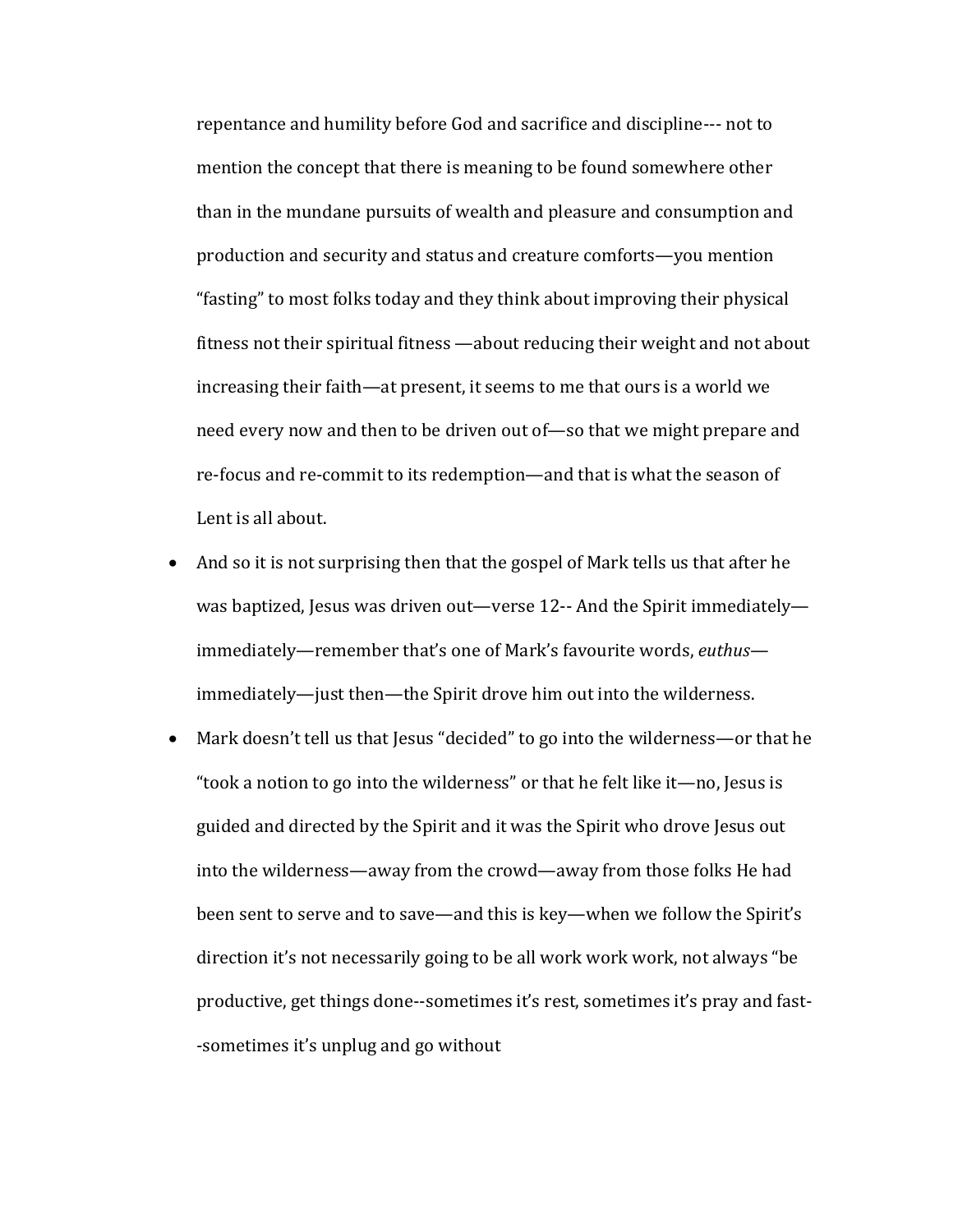repentance and humility before God and sacrifice and discipline--- not to mention the concept that there is meaning to be found somewhere other than in the mundane pursuits of wealth and pleasure and consumption and production and security and status and creature comforts—you mention "fasting" to most folks today and they think about improving their physical fitness not their spiritual fitness —about reducing their weight and not about increasing their faith—at present, it seems to me that ours is a world we need every now and then to be driven out of—so that we might prepare and re-focus and re-commit to its redemption—and that is what the season of Lent is all about.

- And so it is not surprising then that the gospel of Mark tells us that after he was baptized, Jesus was driven out—verse 12-- And the Spirit immediately—immediately—remember that's one of Mark's favourite words, *euthus*—immediately—just then—the Spirit drove him out into the wilderness.
- Mark doesn't tell us that Jesus "decided" to go into the wilderness—or that he "took a notion to go into the wilderness" or that he felt like it—no, Jesus is guided and directed by the Spirit and it was the Spirit who drove Jesus out into the wilderness—away from the crowd—away from those folks He had been sent to serve and to save—and this is key—when we follow the Spirit's direction it's not necessarily going to be all work work work, not always "be productive, get things done--sometimes it's rest, sometimes it's pray and fast--sometimes it's unplug and go without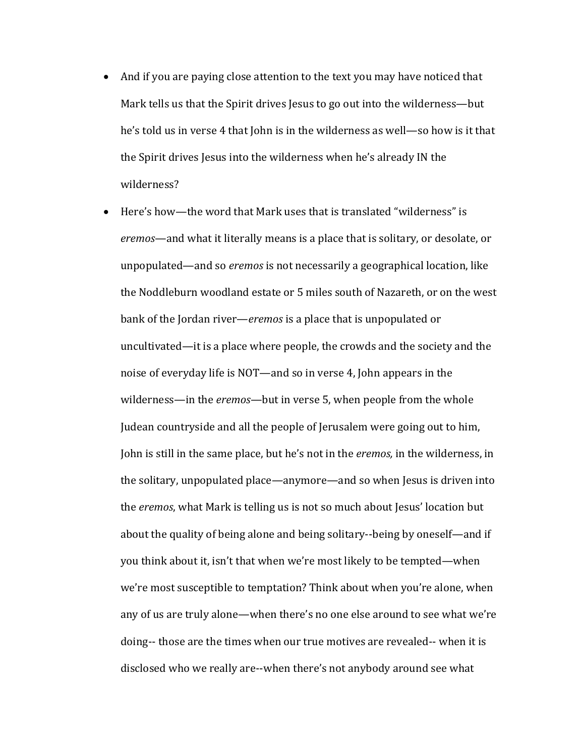- And if you are paying close attention to the text you may have noticed that Mark tells us that the Spirit drives Jesus to go out into the wilderness—but he's told us in verse 4 that John is in the wilderness as well—so how is it that the Spirit drives Jesus into the wilderness when he's already IN the wilderness?
- Here's how—the word that Mark uses that is translated "wilderness" is *eremos*—and what it literally means is a place that is solitary, or desolate, or unpopulated—and so *eremos* is not necessarily a geographical location, like the Noddleburn woodland estate or 5 miles south of Nazareth, or on the west bank of the Jordan river—*eremos* is a place that is unpopulated or uncultivated—it is a place where people, the crowds and the society and the noise of everyday life is NOT—and so in verse 4, John appears in the wilderness—in the *eremos*—but in verse 5, when people from the whole Judean countryside and all the people of Jerusalem were going out to him, John is still in the same place, but he's not in the *eremos,* in the wilderness, in the solitary, unpopulated place—anymore—and so when Jesus is driven into the *eremos*, what Mark is telling us is not so much about Jesus' location but about the quality of being alone and being solitary--being by oneself—and if you think about it, isn't that when we're most likely to be tempted—when we're most susceptible to temptation? Think about when you're alone, when any of us are truly alone—when there's no one else around to see what we're doing-- those are the times when our true motives are revealed-- when it is disclosed who we really are--when there's not anybody around see what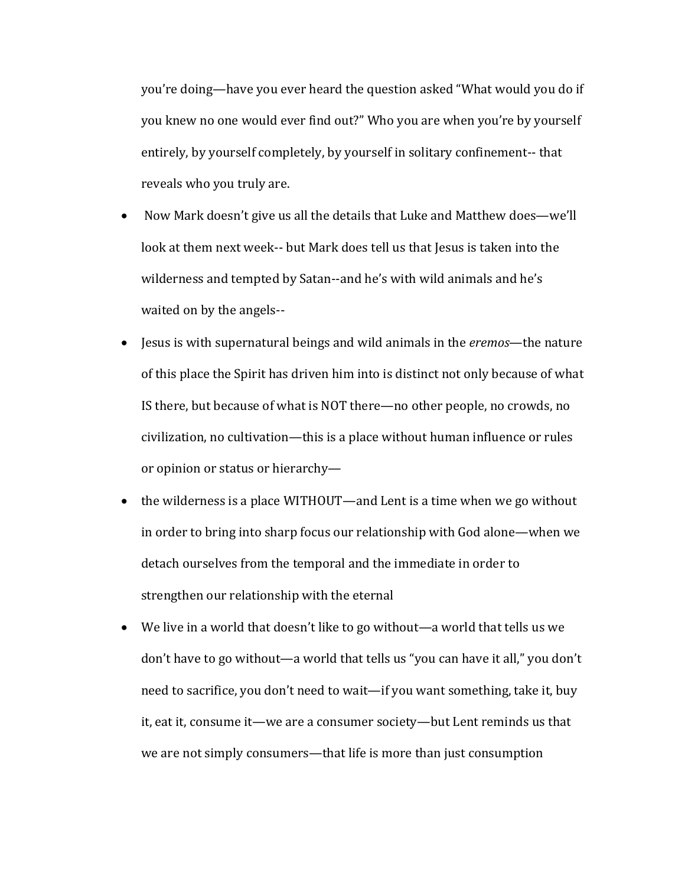you're doing—have you ever heard the question asked "What would you do if you knew no one would ever find out?" Who you are when you're by yourself entirely, by yourself completely, by yourself in solitary confinement-- that reveals who you truly are.

- Now Mark doesn't give us all the details that Luke and Matthew does—we'll look at them next week-- but Mark does tell us that Jesus is taken into the wilderness and tempted by Satan--and he's with wild animals and he's waited on by the angels--
- Jesus is with supernatural beings and wild animals in the *eremos*—the nature of this place the Spirit has driven him into is distinct not only because of what IS there, but because of what is NOT there—no other people, no crowds, no civilization, no cultivation—this is a place without human influence or rules or opinion or status or hierarchy—
- the wilderness is a place WITHOUT—and Lent is a time when we go without in order to bring into sharp focus our relationship with God alone—when we detach ourselves from the temporal and the immediate in order to strengthen our relationship with the eternal
- We live in a world that doesn't like to go without—a world that tells us we don't have to go without—a world that tells us "you can have it all," you don't need to sacrifice, you don't need to wait—if you want something, take it, buy it, eat it, consume it—we are a consumer society—but Lent reminds us that we are not simply consumers—that life is more than just consumption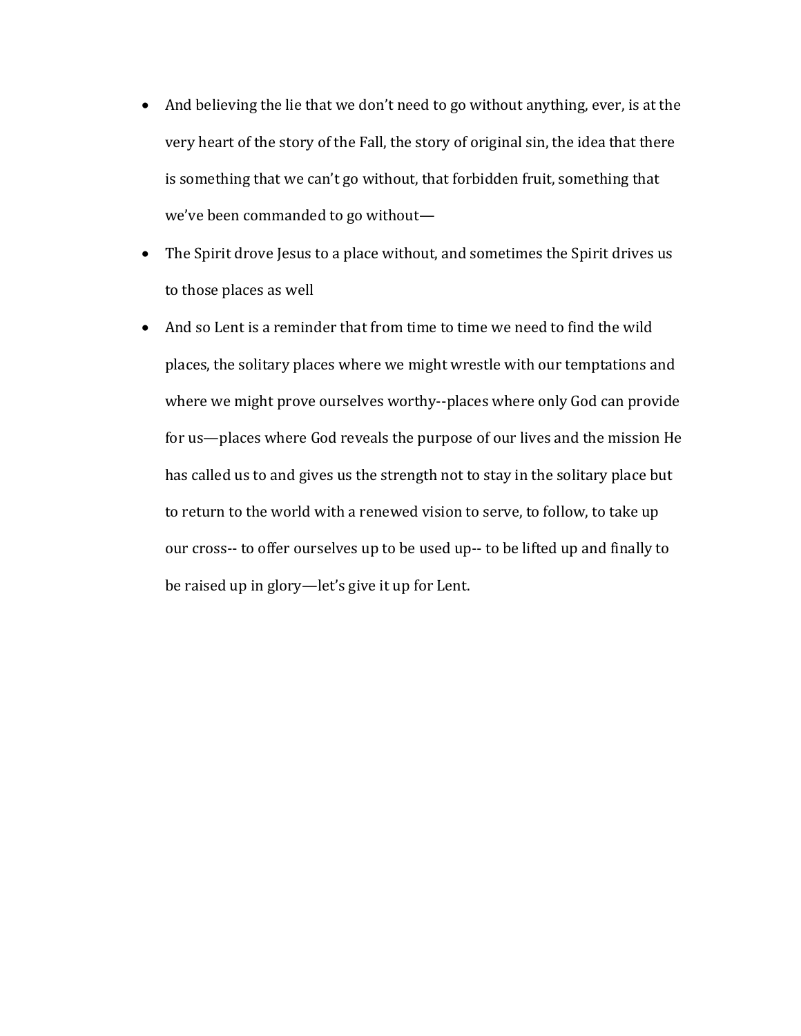- And believing the lie that we don't need to go without anything, ever, is at the very heart of the story of the Fall, the story of original sin, the idea that there is something that we can't go without, that forbidden fruit, something that we've been commanded to go without—
- The Spirit drove Jesus to a place without, and sometimes the Spirit drives us to those places as well
- And so Lent is a reminder that from time to time we need to find the wild places, the solitary places where we might wrestle with our temptations and where we might prove ourselves worthy--places where only God can provide for us—places where God reveals the purpose of our lives and the mission He has called us to and gives us the strength not to stay in the solitary place but to return to the world with a renewed vision to serve, to follow, to take up our cross-- to offer ourselves up to be used up-- to be lifted up and finally to be raised up in glory—let's give it up for Lent.